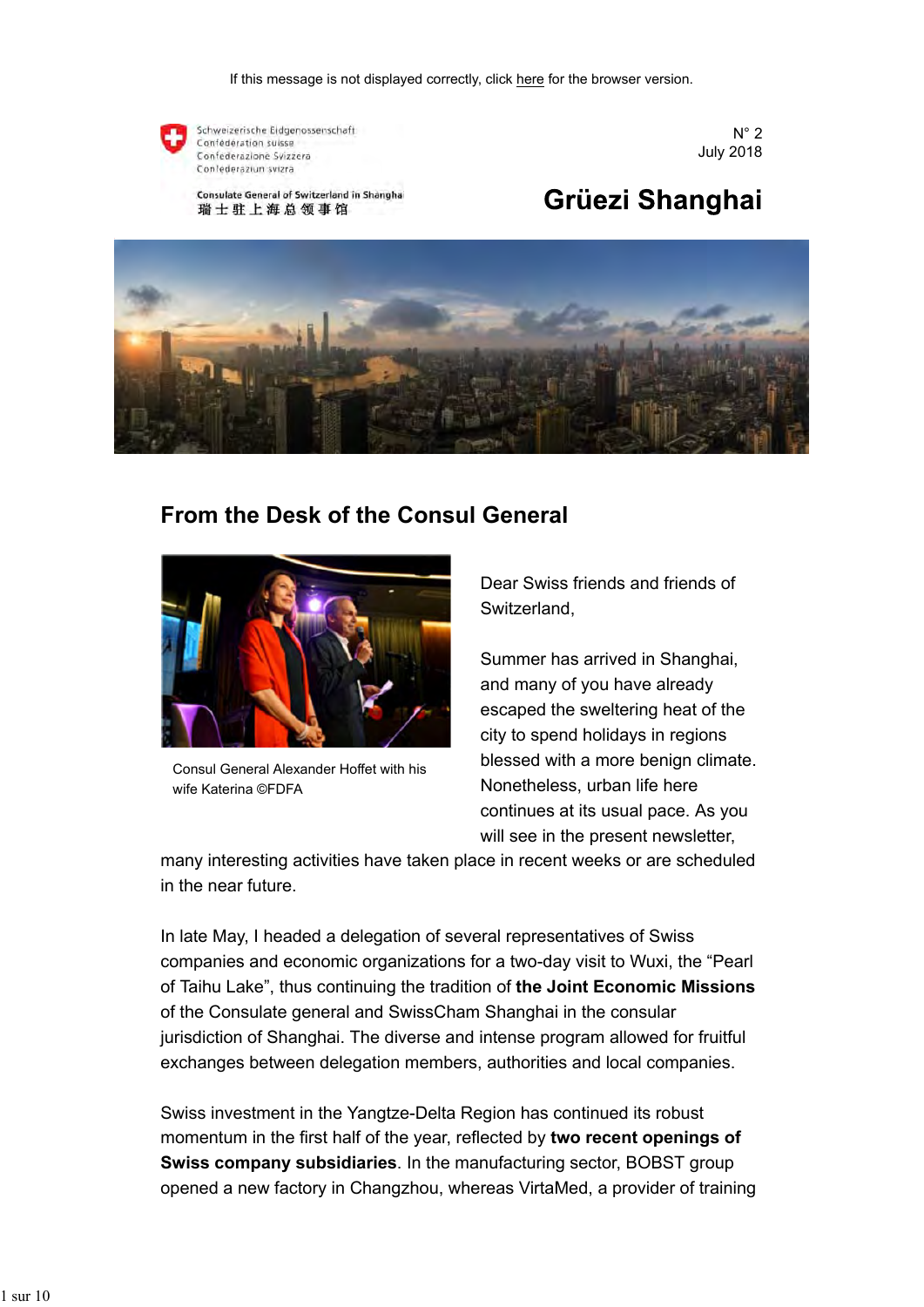If this message is not displayed correctly, click here for the browser version.

Schweizerische Eidgenossenschaft
Confédération suisse
Confederazione Svizzera
Confederaziun svizra

Consulate General of Switzerland in Shanghai
瑞士驻上海总领事馆

N° 2
July 2018

# Grüezi Shanghai

## From the Desk of the Consul General

Consul General Alexander Hoffet with his wife Katerina ©FDFA

Dear Swiss friends and friends of Switzerland,

Summer has arrived in Shanghai, and many of you have already escaped the sweltering heat of the city to spend holidays in regions blessed with a more benign climate. Nonetheless, urban life here continues at its usual pace. As you will see in the present newsletter, many interesting activities have taken place in recent weeks or are scheduled in the near future.

In late May, I headed a delegation of several representatives of Swiss companies and economic organizations for a two-day visit to Wuxi, the "Pearl of Taihu Lake", thus continuing the tradition of **the Joint Economic Missions** of the Consulate general and SwissCham Shanghai in the consular jurisdiction of Shanghai. The diverse and intense program allowed for fruitful exchanges between delegation members, authorities and local companies.

Swiss investment in the Yangtze-Delta Region has continued its robust momentum in the first half of the year, reflected by **two recent openings of Swiss company subsidiaries**. In the manufacturing sector, BOBST group opened a new factory in Changzhou, whereas VirtaMed, a provider of training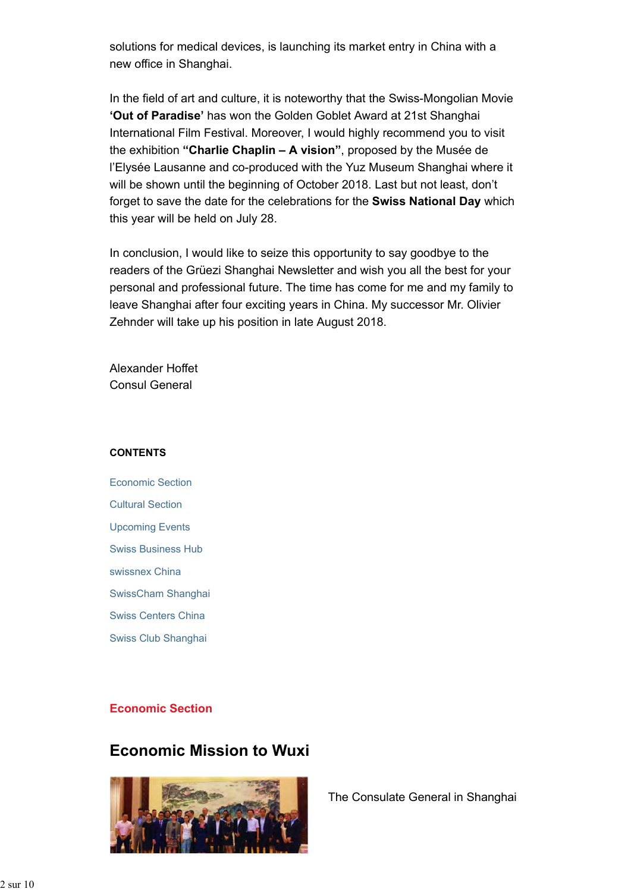solutions for medical devices, is launching its market entry in China with a new office in Shanghai.

In the field of art and culture, it is noteworthy that the Swiss-Mongolian Movie **'Out of Paradise'** has won the Golden Goblet Award at 21st Shanghai International Film Festival. Moreover, I would highly recommend you to visit the exhibition **"Charlie Chaplin – A vision"**, proposed by the Musée de l'Elysée Lausanne and co-produced with the Yuz Museum Shanghai where it will be shown until the beginning of October 2018. Last but not least, don't forget to save the date for the celebrations for the **Swiss National Day** which this year will be held on July 28.

In conclusion, I would like to seize this opportunity to say goodbye to the readers of the Grüezi Shanghai Newsletter and wish you all the best for your personal and professional future. The time has come for me and my family to leave Shanghai after four exciting years in China. My successor Mr. Olivier Zehnder will take up his position in late August 2018.

Alexander Hoffet
Consul General

**CONTENTS**

- Economic Section
- Cultural Section
- Upcoming Events
- Swiss Business Hub
- swissnex China
- SwissCham Shanghai
- Swiss Centers China
- Swiss Club Shanghai

## Economic Section

# Economic Mission to Wuxi

The Consulate General in Shanghai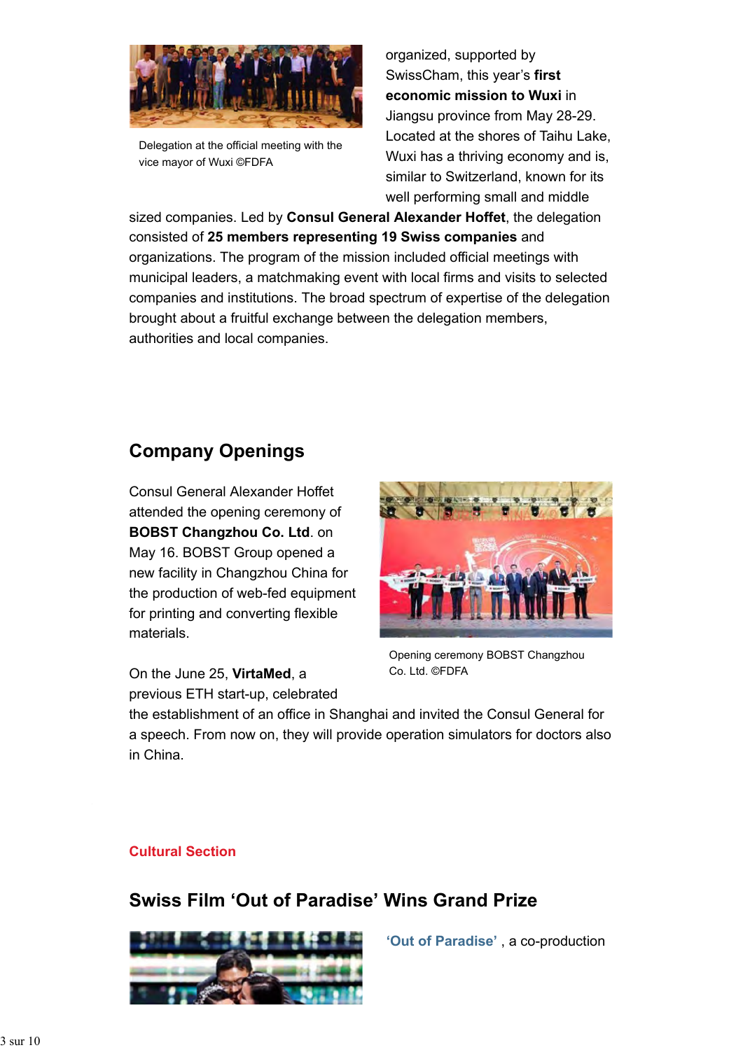Delegation at the official meeting with the vice mayor of Wuxi ©FDFA

organized, supported by SwissCham, this year's **first economic mission to Wuxi** in Jiangsu province from May 28-29. Located at the shores of Taihu Lake, Wuxi has a thriving economy and is, similar to Switzerland, known for its well performing small and middle sized companies. Led by **Consul General Alexander Hoffet**, the delegation consisted of **25 members representing 19 Swiss companies** and organizations. The program of the mission included official meetings with municipal leaders, a matchmaking event with local firms and visits to selected companies and institutions. The broad spectrum of expertise of the delegation brought about a fruitful exchange between the delegation members, authorities and local companies.

## Company Openings

Consul General Alexander Hoffet attended the opening ceremony of **BOBST Changzhou Co. Ltd**. on May 16. BOBST Group opened a new facility in Changzhou China for the production of web-fed equipment for printing and converting flexible materials.

Opening ceremony BOBST Changzhou Co. Ltd. ©FDFA

On the June 25, **VirtaMed**, a previous ETH start-up, celebrated the establishment of an office in Shanghai and invited the Consul General for a speech. From now on, they will provide operation simulators for doctors also in China.

**Cultural Section**

## Swiss Film 'Out of Paradise' Wins Grand Prize

**'Out of Paradise'** , a co-production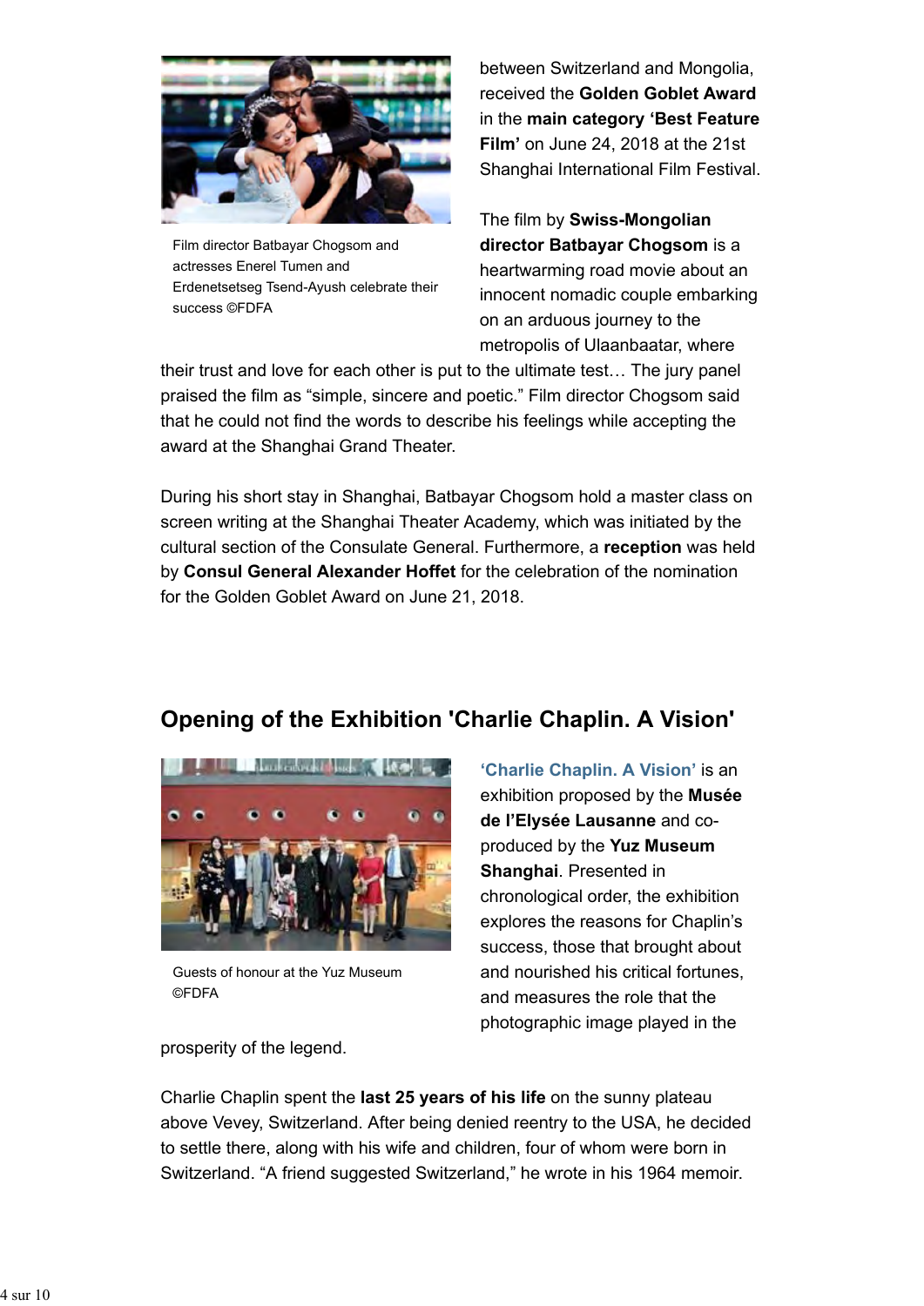Film director Batbayar Chogsom and actresses Enerel Tumen and Erdenetsetseg Tsend-Ayush celebrate their success ©FDFA

between Switzerland and Mongolia, received the **Golden Goblet Award** in the **main category 'Best Feature Film'** on June 24, 2018 at the 21st Shanghai International Film Festival.

The film by **Swiss-Mongolian director Batbayar Chogsom** is a heartwarming road movie about an innocent nomadic couple embarking on an arduous journey to the metropolis of Ulaanbaatar, where their trust and love for each other is put to the ultimate test… The jury panel praised the film as "simple, sincere and poetic." Film director Chogsom said that he could not find the words to describe his feelings while accepting the award at the Shanghai Grand Theater.

During his short stay in Shanghai, Batbayar Chogsom hold a master class on screen writing at the Shanghai Theater Academy, which was initiated by the cultural section of the Consulate General. Furthermore, a **reception** was held by **Consul General Alexander Hoffet** for the celebration of the nomination for the Golden Goblet Award on June 21, 2018.

## Opening of the Exhibition 'Charlie Chaplin. A Vision'

Guests of honour at the Yuz Museum ©FDFA

**'Charlie Chaplin. A Vision'** is an exhibition proposed by the **Musée de l'Elysée Lausanne** and co-produced by the **Yuz Museum Shanghai**. Presented in chronological order, the exhibition explores the reasons for Chaplin's success, those that brought about and nourished his critical fortunes, and measures the role that the photographic image played in the prosperity of the legend.

Charlie Chaplin spent the **last 25 years of his life** on the sunny plateau above Vevey, Switzerland. After being denied reentry to the USA, he decided to settle there, along with his wife and children, four of whom were born in Switzerland. "A friend suggested Switzerland," he wrote in his 1964 memoir.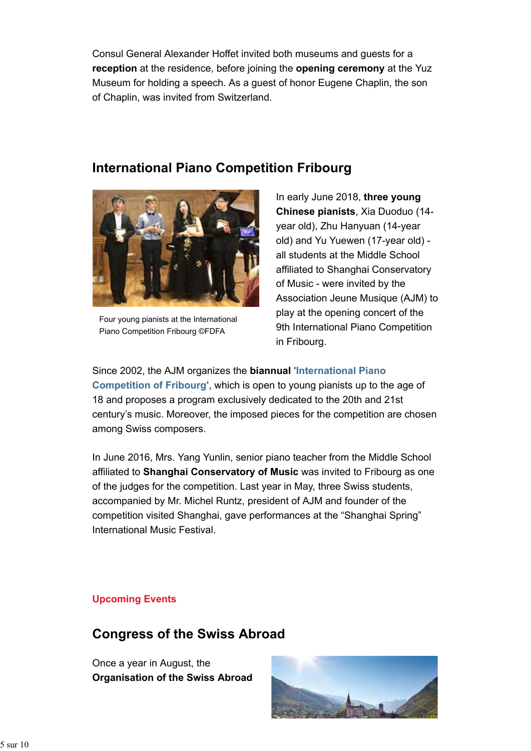Consul General Alexander Hoffet invited both museums and guests for a **reception** at the residence, before joining the **opening ceremony** at the Yuz Museum for holding a speech. As a guest of honor Eugene Chaplin, the son of Chaplin, was invited from Switzerland.

## International Piano Competition Fribourg

Four young pianists at the International Piano Competition Fribourg ©FDFA

In early June 2018, **three young Chinese pianists**, Xia Duoduo (14-year old), Zhu Hanyuan (14-year old) and Yu Yuewen (17-year old) - all students at the Middle School affiliated to Shanghai Conservatory of Music - were invited by the Association Jeune Musique (AJM) to play at the opening concert of the 9th International Piano Competition in Fribourg.

Since 2002, the AJM organizes the **biannual** **'International Piano Competition of Fribourg'**, which is open to young pianists up to the age of 18 and proposes a program exclusively dedicated to the 20th and 21st century's music. Moreover, the imposed pieces for the competition are chosen among Swiss composers.

In June 2016, Mrs. Yang Yunlin, senior piano teacher from the Middle School affiliated to **Shanghai Conservatory of Music** was invited to Fribourg as one of the judges for the competition. Last year in May, three Swiss students, accompanied by Mr. Michel Runtz, president of AJM and founder of the competition visited Shanghai, gave performances at the "Shanghai Spring" International Music Festival.

**Upcoming Events**

## Congress of the Swiss Abroad

Once a year in August, the **Organisation of the Swiss Abroad**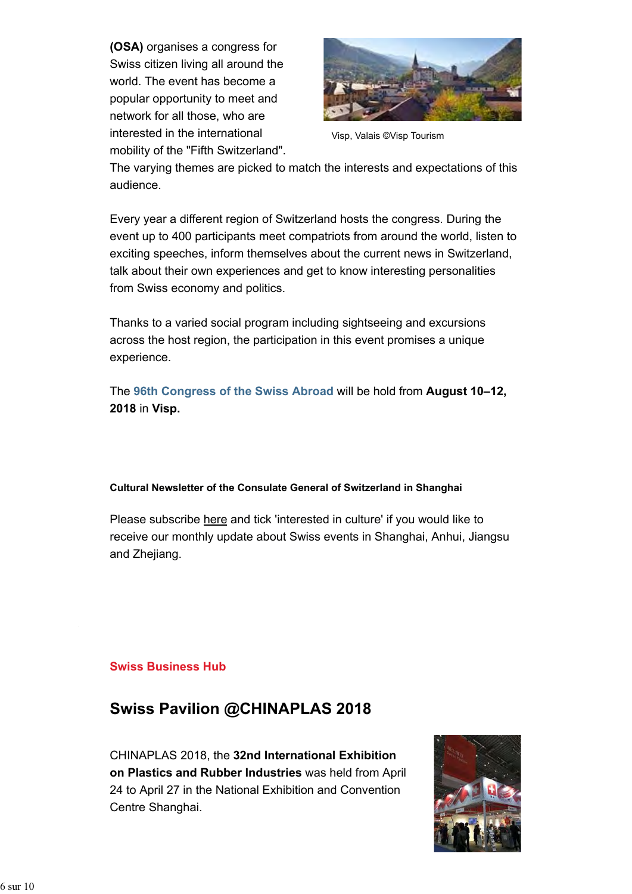**(OSA)** organises a congress for Swiss citizen living all around the world. The event has become a popular opportunity to meet and network for all those, who are interested in the international mobility of the "Fifth Switzerland". The varying themes are picked to match the interests and expectations of this audience.

Visp, Valais ©Visp Tourism

Every year a different region of Switzerland hosts the congress. During the event up to 400 participants meet compatriots from around the world, listen to exciting speeches, inform themselves about the current news in Switzerland, talk about their own experiences and get to know interesting personalities from Swiss economy and politics.

Thanks to a varied social program including sightseeing and excursions across the host region, the participation in this event promises a unique experience.

The **96th Congress of the Swiss Abroad** will be hold from **August 10–12, 2018** in **Visp.**

**Cultural Newsletter of the Consulate General of Switzerland in Shanghai**

Please subscribe here and tick 'interested in culture' if you would like to receive our monthly update about Swiss events in Shanghai, Anhui, Jiangsu and Zhejiang.

**Swiss Business Hub**

## Swiss Pavilion @CHINAPLAS 2018

CHINAPLAS 2018, the **32nd International Exhibition on Plastics and Rubber Industries** was held from April 24 to April 27 in the National Exhibition and Convention Centre Shanghai.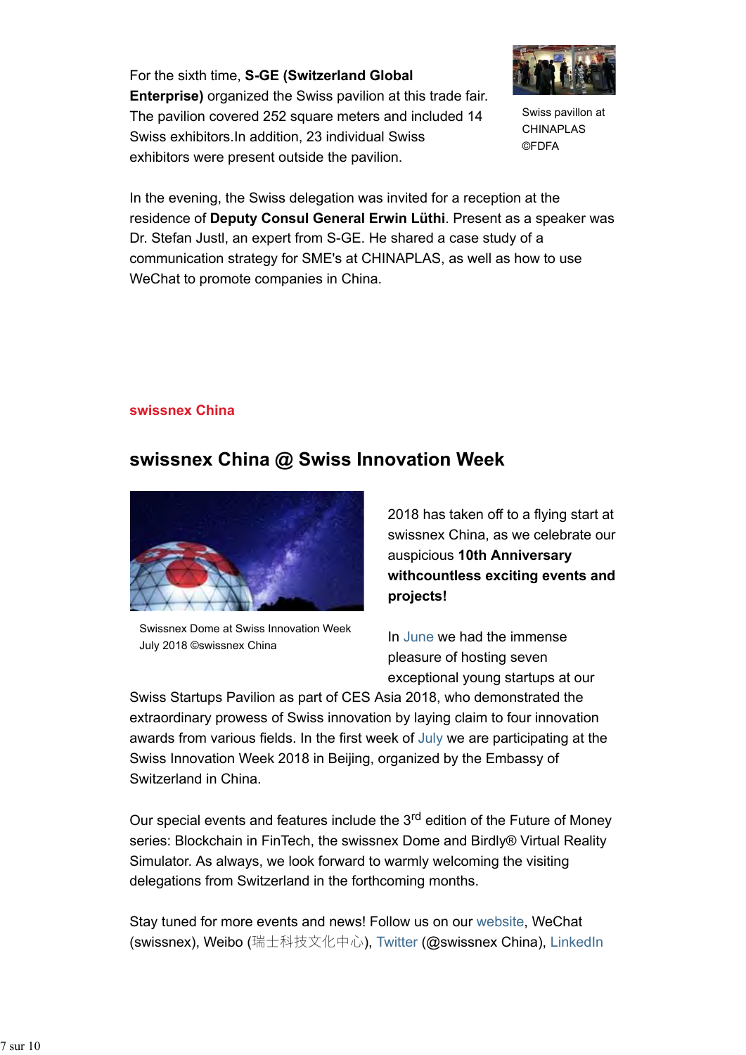For the sixth time, **S-GE (Switzerland Global Enterprise)** organized the Swiss pavilion at this trade fair. The pavilion covered 252 square meters and included 14 Swiss exhibitors.In addition, 23 individual Swiss exhibitors were present outside the pavilion.

Swiss pavillon at CHINAPLAS ©FDFA

In the evening, the Swiss delegation was invited for a reception at the residence of **Deputy Consul General Erwin Lüthi**. Present as a speaker was Dr. Stefan Justl, an expert from S-GE. He shared a case study of a communication strategy for SME's at CHINAPLAS, as well as how to use WeChat to promote companies in China.

**swissnex China**

## swissnex China @ Swiss Innovation Week

Swissnex Dome at Swiss Innovation Week July 2018 ©swissnex China

2018 has taken off to a flying start at swissnex China, as we celebrate our auspicious **10th Anniversary withcountless exciting events and projects!**

In June we had the immense pleasure of hosting seven exceptional young startups at our Swiss Startups Pavilion as part of CES Asia 2018, who demonstrated the extraordinary prowess of Swiss innovation by laying claim to four innovation awards from various fields. In the first week of July we are participating at the Swiss Innovation Week 2018 in Beijing, organized by the Embassy of Switzerland in China.

Our special events and features include the 3rd edition of the Future of Money series: Blockchain in FinTech, the swissnex Dome and Birdly® Virtual Reality Simulator. As always, we look forward to warmly welcoming the visiting delegations from Switzerland in the forthcoming months.

Stay tuned for more events and news! Follow us on our website, WeChat (swissnex), Weibo (瑞士科技文化中心), Twitter (@swissnex China), LinkedIn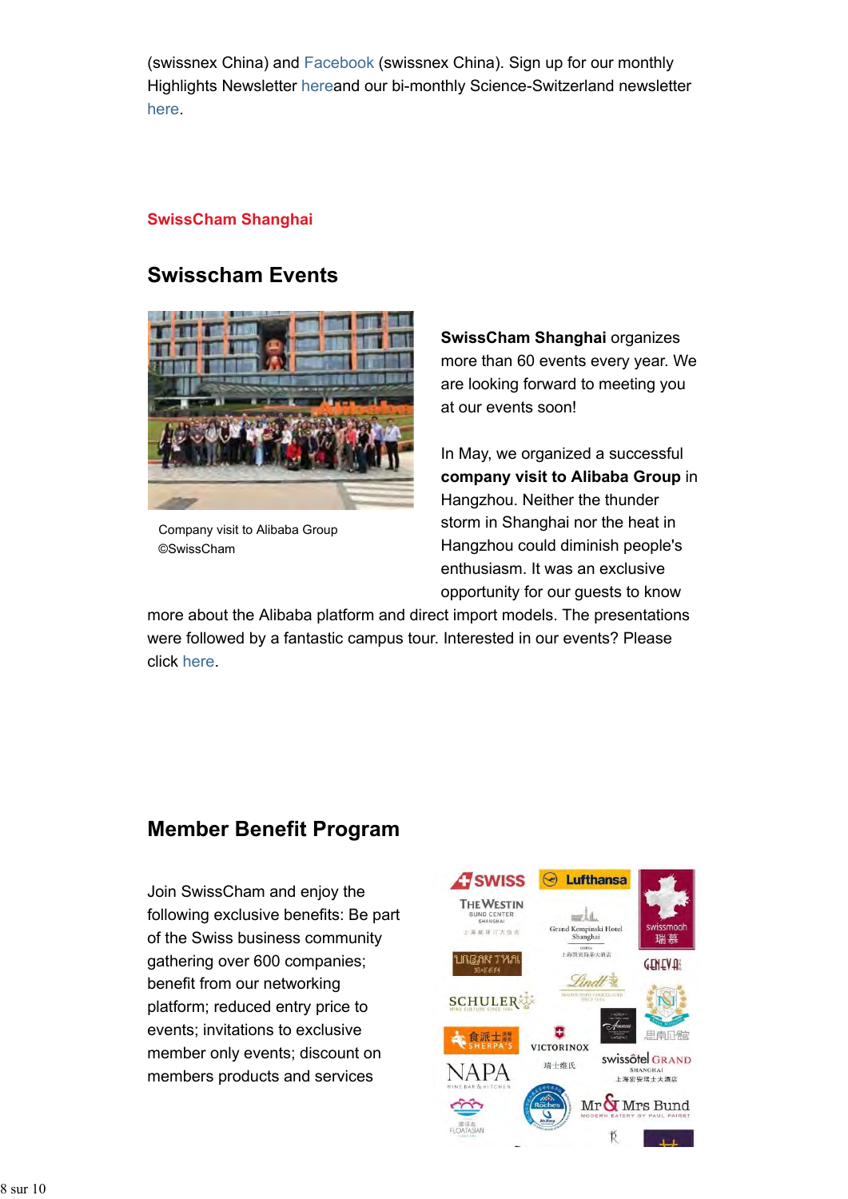(swissnex China) and Facebook (swissnex China). Sign up for our monthly Highlights Newsletter hereand our bi-monthly Science-Switzerland newsletter here.

SwissCham Shanghai

## Swisscham Events

Company visit to Alibaba Group ©SwissCham

**SwissCham Shanghai** organizes more than 60 events every year. We are looking forward to meeting you at our events soon!

In May, we organized a successful **company visit to Alibaba Group** in Hangzhou. Neither the thunder storm in Shanghai nor the heat in Hangzhou could diminish people's enthusiasm. It was an exclusive opportunity for our guests to know more about the Alibaba platform and direct import models. The presentations were followed by a fantastic campus tour. Interested in our events? Please click here.

## Member Benefit Program

Join SwissCham and enjoy the following exclusive benefits: Be part of the Swiss business community gathering over 600 companies; benefit from our networking platform; reduced entry price to events; invitations to exclusive member only events; discount on members products and services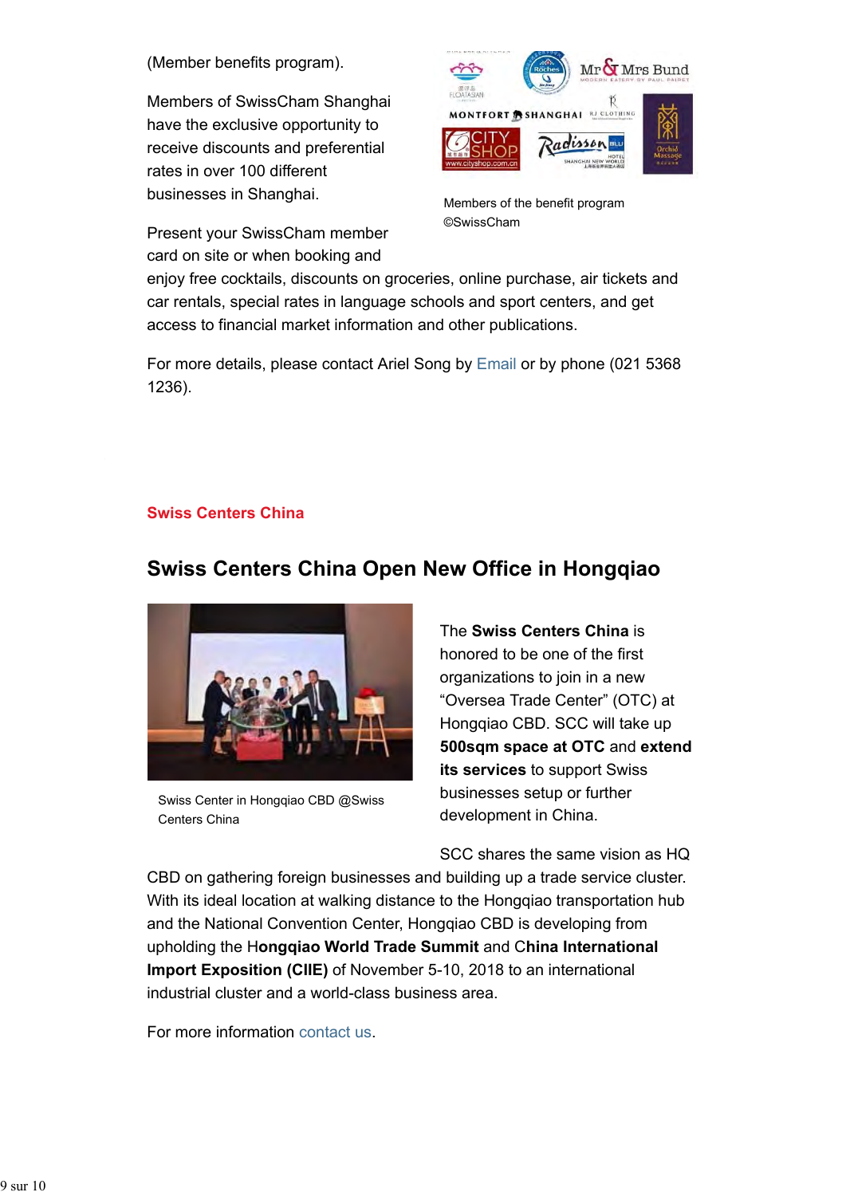(Member benefits program).

Members of SwissCham Shanghai have the exclusive opportunity to receive discounts and preferential rates in over 100 different businesses in Shanghai.

Members of the benefit program ©SwissCham

Present your SwissCham member card on site or when booking and enjoy free cocktails, discounts on groceries, online purchase, air tickets and car rentals, special rates in language schools and sport centers, and get access to financial market information and other publications.

For more details, please contact Ariel Song by Email or by phone (021 5368 1236).

**Swiss Centers China**

## Swiss Centers China Open New Office in Hongqiao

Swiss Center in Hongqiao CBD @Swiss Centers China

The **Swiss Centers China** is honored to be one of the first organizations to join in a new "Oversea Trade Center" (OTC) at Hongqiao CBD. SCC will take up **500sqm space at OTC** and **extend its services** to support Swiss businesses setup or further development in China.

SCC shares the same vision as HQ CBD on gathering foreign businesses and building up a trade service cluster. With its ideal location at walking distance to the Hongqiao transportation hub and the National Convention Center, Hongqiao CBD is developing from upholding the H**ongqiao World Trade Summit** and C**hina International Import Exposition (CIIE)** of November 5-10, 2018 to an international industrial cluster and a world-class business area.

For more information contact us.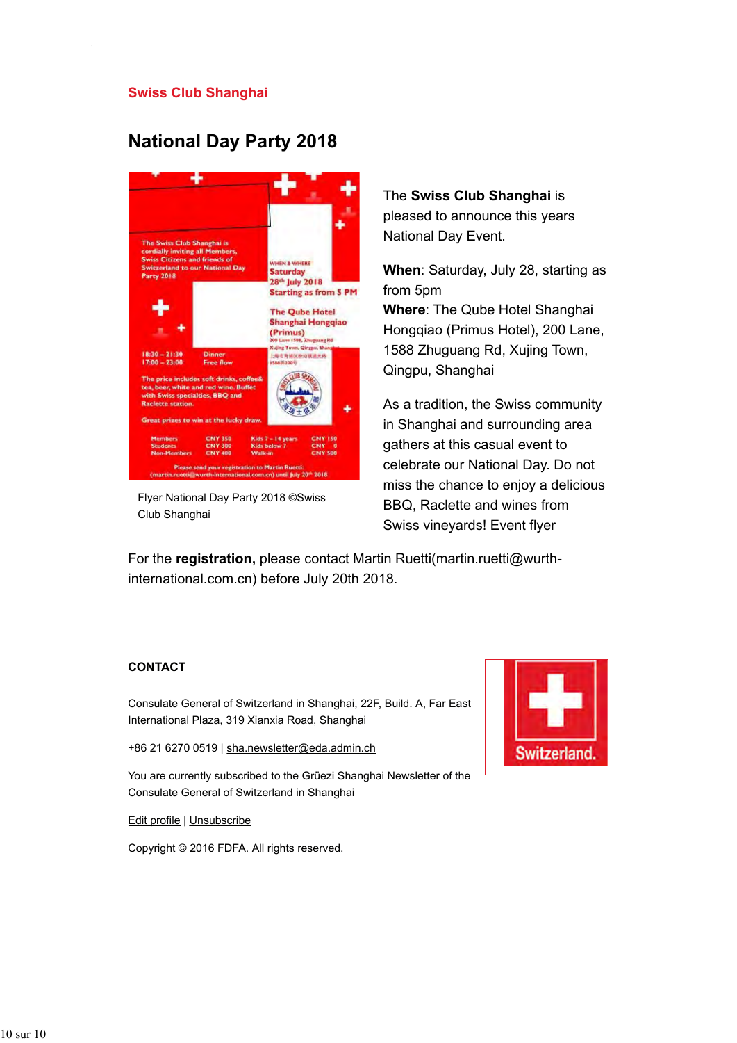Swiss Club Shanghai

## National Day Party 2018

Flyer National Day Party 2018 ©Swiss Club Shanghai

The **Swiss Club Shanghai** is pleased to announce this years National Day Event.

**When**: Saturday, July 28, starting as from 5pm
**Where**: The Qube Hotel Shanghai Hongqiao (Primus Hotel), 200 Lane, 1588 Zhuguang Rd, Xujing Town, Qingpu, Shanghai

As a tradition, the Swiss community in Shanghai and surrounding area gathers at this casual event to celebrate our National Day. Do not miss the chance to enjoy a delicious BBQ, Raclette and wines from Swiss vineyards! Event flyer

For the **registration,** please contact Martin Ruetti(martin.ruetti@wurth-international.com.cn) before July 20th 2018.

**CONTACT**

Consulate General of Switzerland in Shanghai, 22F, Build. A, Far East International Plaza, 319 Xianxia Road, Shanghai

+86 21 6270 0519 | sha.newsletter@eda.admin.ch

You are currently subscribed to the Grüezi Shanghai Newsletter of the Consulate General of Switzerland in Shanghai

Edit profile | Unsubscribe

Copyright © 2016 FDFA. All rights reserved.